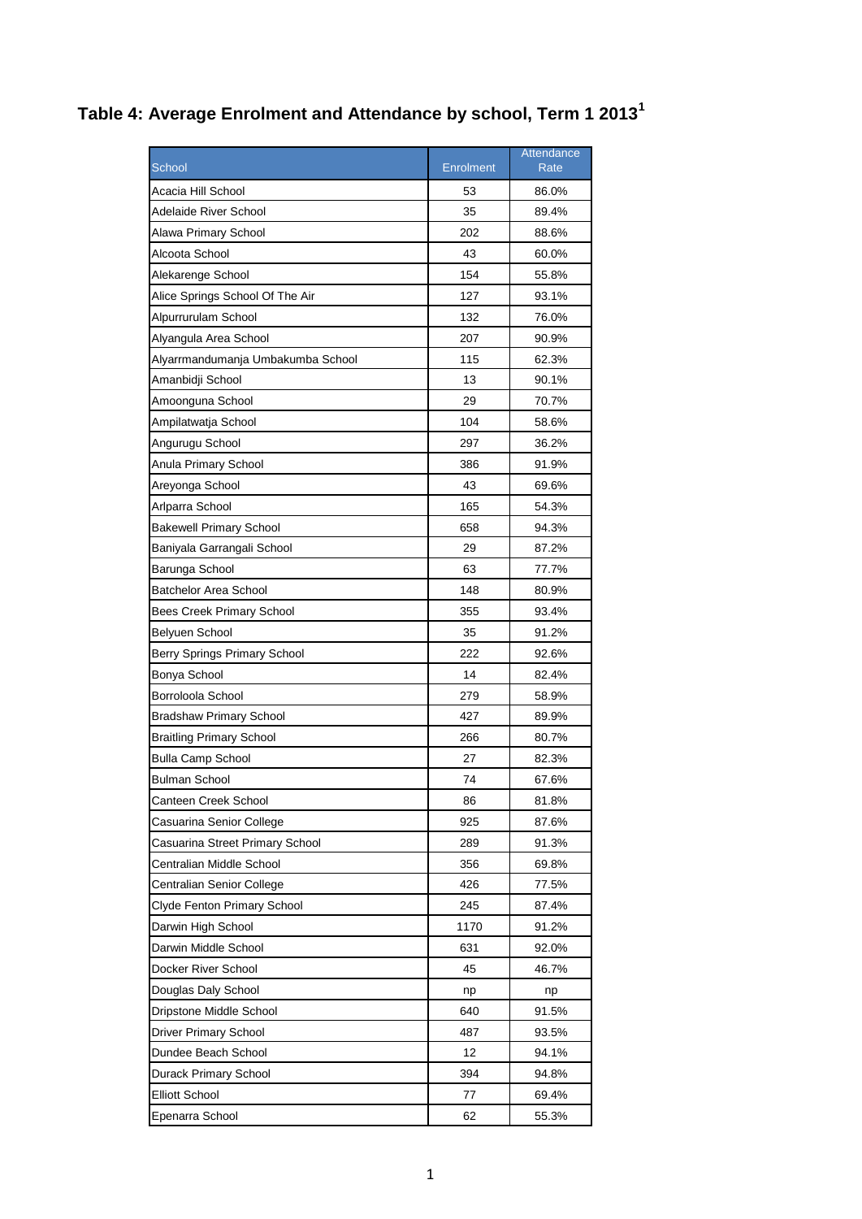# Table 4: Average Enrolment and Attendance by school, Term 1 2013[1]

| School | Enrolment | Attendance Rate |
|---|---|---|
| Acacia Hill School | 53 | 86.0% |
| Adelaide River School | 35 | 89.4% |
| Alawa Primary School | 202 | 88.6% |
| Alcoota School | 43 | 60.0% |
| Alekarenge School | 154 | 55.8% |
| Alice Springs School Of The Air | 127 | 93.1% |
| Alpurrurulam School | 132 | 76.0% |
| Alyangula Area School | 207 | 90.9% |
| Alyarrmandumanja Umbakumba School | 115 | 62.3% |
| Amanbidji School | 13 | 90.1% |
| Amoonguna School | 29 | 70.7% |
| Ampilatwatja School | 104 | 58.6% |
| Angurugu School | 297 | 36.2% |
| Anula Primary School | 386 | 91.9% |
| Areyonga School | 43 | 69.6% |
| Arlparra School | 165 | 54.3% |
| Bakewell Primary School | 658 | 94.3% |
| Baniyala Garrangali School | 29 | 87.2% |
| Barunga School | 63 | 77.7% |
| Batchelor Area School | 148 | 80.9% |
| Bees Creek Primary School | 355 | 93.4% |
| Belyuen School | 35 | 91.2% |
| Berry Springs Primary School | 222 | 92.6% |
| Bonya School | 14 | 82.4% |
| Borroloola School | 279 | 58.9% |
| Bradshaw Primary School | 427 | 89.9% |
| Braitling Primary School | 266 | 80.7% |
| Bulla Camp School | 27 | 82.3% |
| Bulman School | 74 | 67.6% |
| Canteen Creek School | 86 | 81.8% |
| Casuarina Senior College | 925 | 87.6% |
| Casuarina Street Primary School | 289 | 91.3% |
| Centralian Middle School | 356 | 69.8% |
| Centralian Senior College | 426 | 77.5% |
| Clyde Fenton Primary School | 245 | 87.4% |
| Darwin High School | 1170 | 91.2% |
| Darwin Middle School | 631 | 92.0% |
| Docker River School | 45 | 46.7% |
| Douglas Daly School | np | np |
| Dripstone Middle School | 640 | 91.5% |
| Driver Primary School | 487 | 93.5% |
| Dundee Beach School | 12 | 94.1% |
| Durack Primary School | 394 | 94.8% |
| Elliott School | 77 | 69.4% |
| Epenarra School | 62 | 55.3% |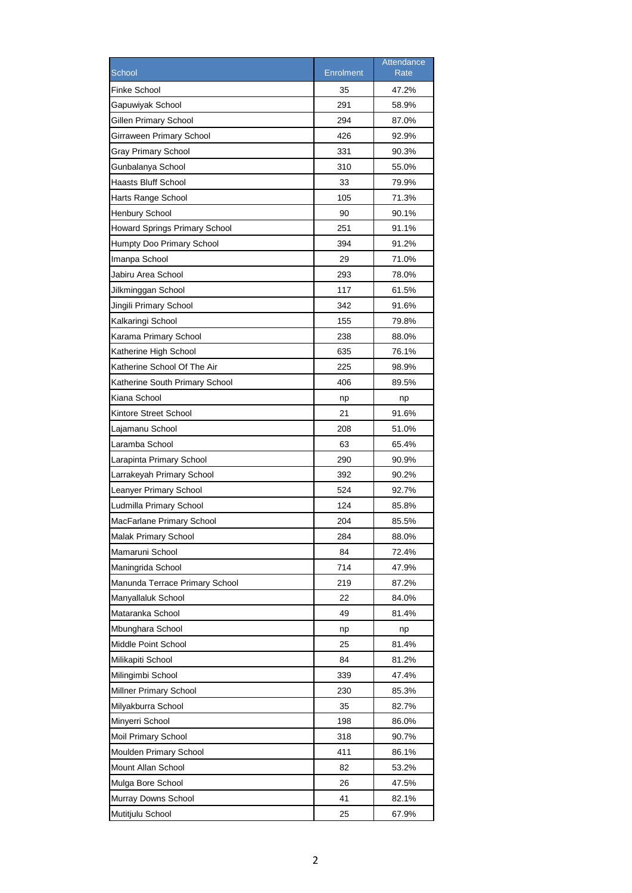| School | Enrolment | Attendance Rate |
|---|---|---|
| Finke School | 35 | 47.2% |
| Gapuwiyak School | 291 | 58.9% |
| Gillen Primary School | 294 | 87.0% |
| Girraween Primary School | 426 | 92.9% |
| Gray Primary School | 331 | 90.3% |
| Gunbalanya School | 310 | 55.0% |
| Haasts Bluff School | 33 | 79.9% |
| Harts Range School | 105 | 71.3% |
| Henbury School | 90 | 90.1% |
| Howard Springs Primary School | 251 | 91.1% |
| Humpty Doo Primary School | 394 | 91.2% |
| Imanpa School | 29 | 71.0% |
| Jabiru Area School | 293 | 78.0% |
| Jilkminggan School | 117 | 61.5% |
| Jingili Primary School | 342 | 91.6% |
| Kalkaringi School | 155 | 79.8% |
| Karama Primary School | 238 | 88.0% |
| Katherine High School | 635 | 76.1% |
| Katherine School Of The Air | 225 | 98.9% |
| Katherine South Primary School | 406 | 89.5% |
| Kiana School | np | np |
| Kintore Street School | 21 | 91.6% |
| Lajamanu School | 208 | 51.0% |
| Laramba School | 63 | 65.4% |
| Larapinta Primary School | 290 | 90.9% |
| Larrakeyah Primary School | 392 | 90.2% |
| Leanyer Primary School | 524 | 92.7% |
| Ludmilla Primary School | 124 | 85.8% |
| MacFarlane Primary School | 204 | 85.5% |
| Malak Primary School | 284 | 88.0% |
| Mamaruni School | 84 | 72.4% |
| Maningrida School | 714 | 47.9% |
| Manunda Terrace Primary School | 219 | 87.2% |
| Manyallaluk School | 22 | 84.0% |
| Mataranka School | 49 | 81.4% |
| Mbunghara School | np | np |
| Middle Point School | 25 | 81.4% |
| Milikapiti School | 84 | 81.2% |
| Milingimbi School | 339 | 47.4% |
| Millner Primary School | 230 | 85.3% |
| Milyakburra School | 35 | 82.7% |
| Minyerri School | 198 | 86.0% |
| Moil Primary School | 318 | 90.7% |
| Moulden Primary School | 411 | 86.1% |
| Mount Allan School | 82 | 53.2% |
| Mulga Bore School | 26 | 47.5% |
| Murray Downs School | 41 | 82.1% |
| Mutitjulu School | 25 | 67.9% |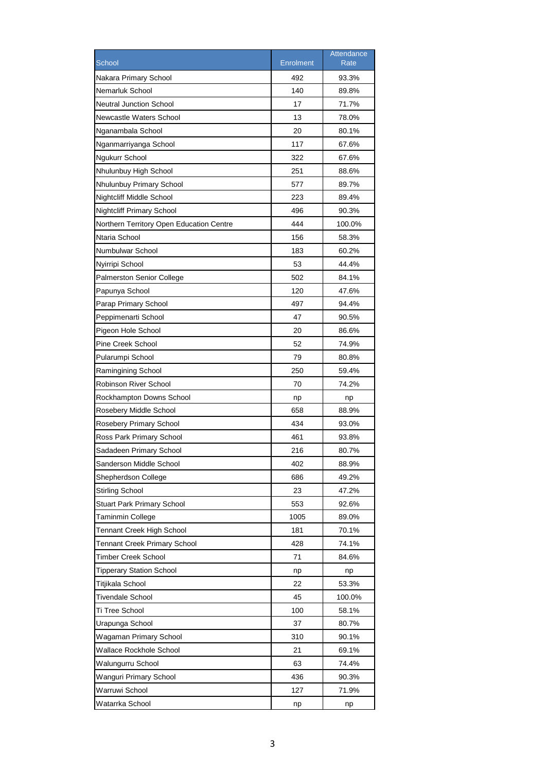| School | Enrolment | Attendance Rate |
|---|---|---|
| Nakara Primary School | 492 | 93.3% |
| Nemarluk School | 140 | 89.8% |
| Neutral Junction School | 17 | 71.7% |
| Newcastle Waters School | 13 | 78.0% |
| Nganambala School | 20 | 80.1% |
| Nganmarriyanga School | 117 | 67.6% |
| Ngukurr School | 322 | 67.6% |
| Nhulunbuy High School | 251 | 88.6% |
| Nhulunbuy Primary School | 577 | 89.7% |
| Nightcliff Middle School | 223 | 89.4% |
| Nightcliff Primary School | 496 | 90.3% |
| Northern Territory Open Education Centre | 444 | 100.0% |
| Ntaria School | 156 | 58.3% |
| Numbulwar School | 183 | 60.2% |
| Nyirripi School | 53 | 44.4% |
| Palmerston Senior College | 502 | 84.1% |
| Papunya School | 120 | 47.6% |
| Parap Primary School | 497 | 94.4% |
| Peppimenarti School | 47 | 90.5% |
| Pigeon Hole School | 20 | 86.6% |
| Pine Creek School | 52 | 74.9% |
| Pularumpi School | 79 | 80.8% |
| Ramingining School | 250 | 59.4% |
| Robinson River School | 70 | 74.2% |
| Rockhampton Downs School | np | np |
| Rosebery Middle School | 658 | 88.9% |
| Rosebery Primary School | 434 | 93.0% |
| Ross Park Primary School | 461 | 93.8% |
| Sadadeen Primary School | 216 | 80.7% |
| Sanderson Middle School | 402 | 88.9% |
| Shepherdson College | 686 | 49.2% |
| Stirling School | 23 | 47.2% |
| Stuart Park Primary School | 553 | 92.6% |
| Taminmin College | 1005 | 89.0% |
| Tennant Creek High School | 181 | 70.1% |
| Tennant Creek Primary School | 428 | 74.1% |
| Timber Creek School | 71 | 84.6% |
| Tipperary Station School | np | np |
| Titjikala School | 22 | 53.3% |
| Tivendale School | 45 | 100.0% |
| Ti Tree School | 100 | 58.1% |
| Urapunga School | 37 | 80.7% |
| Wagaman Primary School | 310 | 90.1% |
| Wallace Rockhole School | 21 | 69.1% |
| Walungurru School | 63 | 74.4% |
| Wanguri Primary School | 436 | 90.3% |
| Warruwi School | 127 | 71.9% |
| Watarrka School | np | np |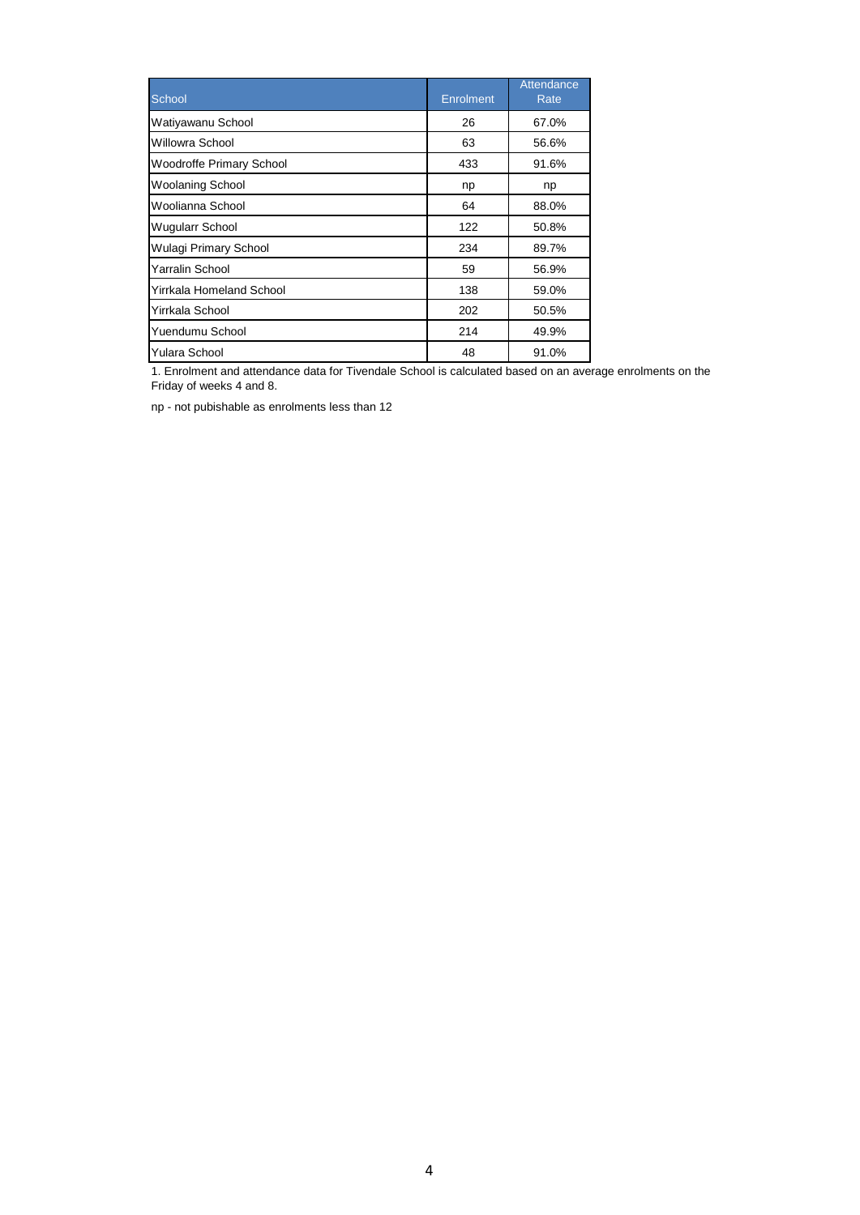| School | Enrolment | Attendance Rate |
|---|---|---|
| Watiyawanu School | 26 | 67.0% |
| Willowra School | 63 | 56.6% |
| Woodroffe Primary School | 433 | 91.6% |
| Woolaning School | np | np |
| Woolianna School | 64 | 88.0% |
| Wugularr School | 122 | 50.8% |
| Wulagi Primary School | 234 | 89.7% |
| Yarralin School | 59 | 56.9% |
| Yirrkala Homeland School | 138 | 59.0% |
| Yirrkala School | 202 | 50.5% |
| Yuendumu School | 214 | 49.9% |
| Yulara School | 48 | 91.0% |

1. Enrolment and attendance data for Tivendale School is calculated based on an average enrolments on the Friday of weeks 4 and 8.

np - not pubishable as enrolments less than 12